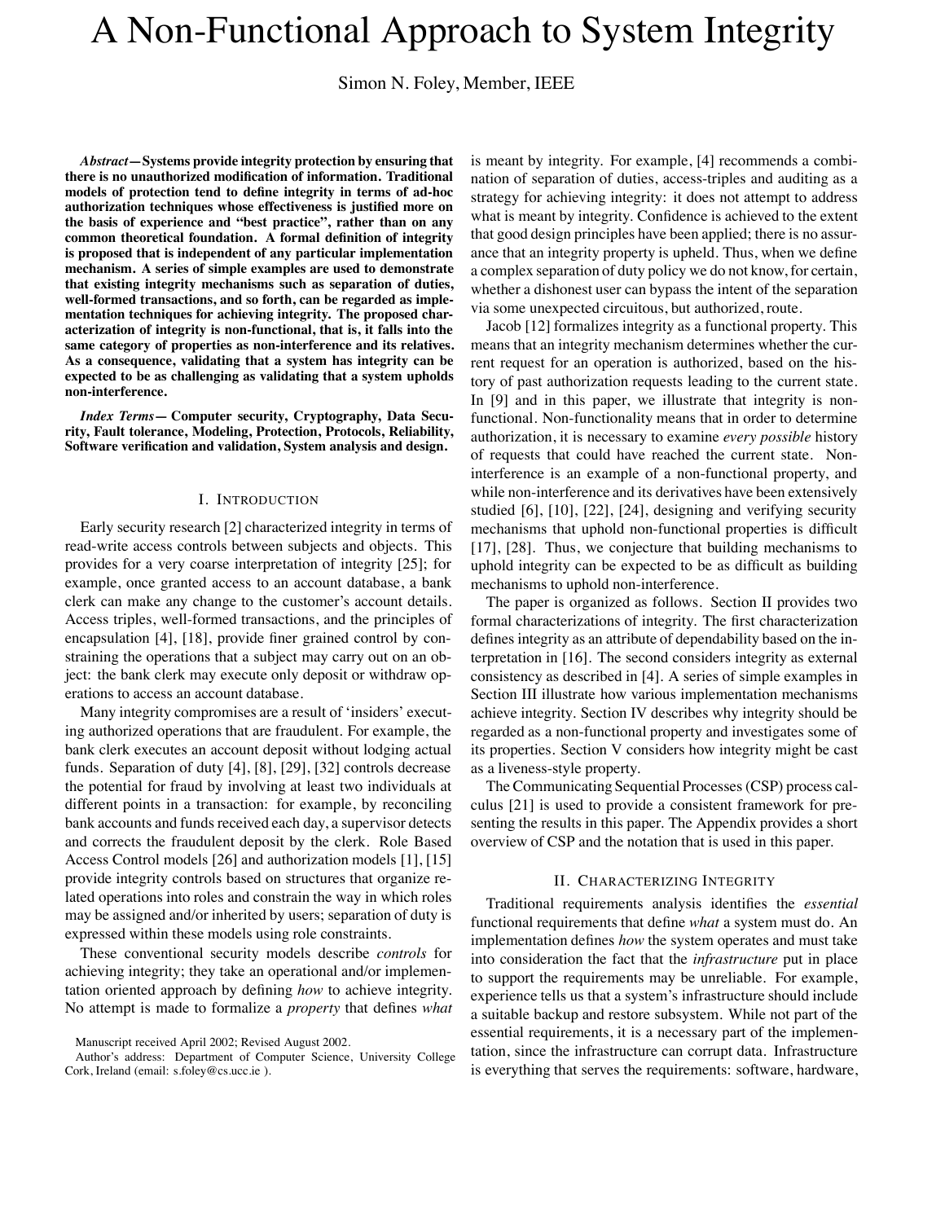# A Non-Functional Approach to System Integrity

Simon N. Foley, Member, IEEE

***Abstract*— Systems provide integrity protection by ensuring that there is no unauthorized modification of information. Traditional models of protection tend to define integrity in terms of ad-hoc authorization techniques whose effectiveness is justified more on the basis of experience and "best practice", rather than on any common theoretical foundation. A formal definition of integrity is proposed that is independent of any particular implementation mechanism. A series of simple examples are used to demonstrate that existing integrity mechanisms such as separation of duties, well-formed transactions, and so forth, can be regarded as implementation techniques for achieving integrity. The proposed characterization of integrity is non-functional, that is, it falls into the same category of properties as non-interference and its relatives. As a consequence, validating that a system has integrity can be expected to be as challenging as validating that a system upholds non-interference.**

***Index Terms*— Computer security, Cryptography, Data Security, Fault tolerance, Modeling, Protection, Protocols, Reliability, Software verification and validation, System analysis and design.**

## I. Introduction

Early security research [2] characterized integrity in terms of read-write access controls between subjects and objects. This provides for a very coarse interpretation of integrity [25]; for example, once granted access to an account database, a bank clerk can make any change to the customer's account details. Access triples, well-formed transactions, and the principles of encapsulation [4], [18], provide finer grained control by constraining the operations that a subject may carry out on an object: the bank clerk may execute only deposit or withdraw operations to access an account database.

Many integrity compromises are a result of 'insiders' executing authorized operations that are fraudulent. For example, the bank clerk executes an account deposit without lodging actual funds. Separation of duty [4], [8], [29], [32] controls decrease the potential for fraud by involving at least two individuals at different points in a transaction: for example, by reconciling bank accounts and funds received each day, a supervisor detects and corrects the fraudulent deposit by the clerk. Role Based Access Control models [26] and authorization models [1], [15] provide integrity controls based on structures that organize related operations into roles and constrain the way in which roles may be assigned and/or inherited by users; separation of duty is expressed within these models using role constraints.

These conventional security models describe *controls* for achieving integrity; they take an operational and/or implementation oriented approach by defining *how* to achieve integrity. No attempt is made to formalize a *property* that defines *what* is meant by integrity. For example, [4] recommends a combination of separation of duties, access-triples and auditing as a strategy for achieving integrity: it does not attempt to address what is meant by integrity. Confidence is achieved to the extent that good design principles have been applied; there is no assurance that an integrity property is upheld. Thus, when we define a complex separation of duty policy we do not know, for certain, whether a dishonest user can bypass the intent of the separation via some unexpected circuitous, but authorized, route.

Jacob [12] formalizes integrity as a functional property. This means that an integrity mechanism determines whether the current request for an operation is authorized, based on the history of past authorization requests leading to the current state. In [9] and in this paper, we illustrate that integrity is non-functional. Non-functionality means that in order to determine authorization, it is necessary to examine *every possible* history of requests that could have reached the current state. Non-interference is an example of a non-functional property, and while non-interference and its derivatives have been extensively studied [6], [10], [22], [24], designing and verifying security mechanisms that uphold non-functional properties is difficult [17], [28]. Thus, we conjecture that building mechanisms to uphold integrity can be expected to be as difficult as building mechanisms to uphold non-interference.

The paper is organized as follows. Section II provides two formal characterizations of integrity. The first characterization defines integrity as an attribute of dependability based on the interpretation in [16]. The second considers integrity as external consistency as described in [4]. A series of simple examples in Section III illustrate how various implementation mechanisms achieve integrity. Section IV describes why integrity should be regarded as a non-functional property and investigates some of its properties. Section V considers how integrity might be cast as a liveness-style property.

The Communicating Sequential Processes (CSP) process calculus [21] is used to provide a consistent framework for presenting the results in this paper. The Appendix provides a short overview of CSP and the notation that is used in this paper.

## II. Characterizing Integrity

Traditional requirements analysis identifies the *essential* functional requirements that define *what* a system must do. An implementation defines *how* the system operates and must take into consideration the fact that the *infrastructure* put in place to support the requirements may be unreliable. For example, experience tells us that a system's infrastructure should include a suitable backup and restore subsystem. While not part of the essential requirements, it is a necessary part of the implementation, since the infrastructure can corrupt data. Infrastructure is everything that serves the requirements: software, hardware,

Manuscript received April 2002; Revised August 2002.

Author's address: Department of Computer Science, University College Cork, Ireland (email: s.foley@cs.ucc.ie ).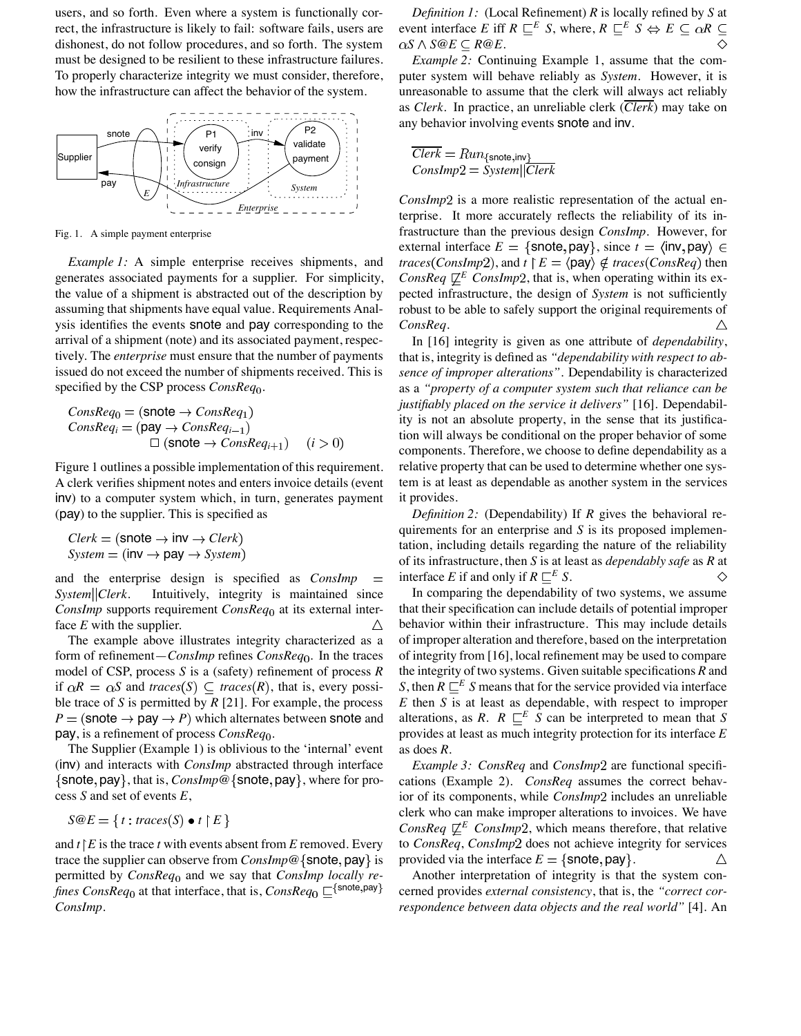users, and so forth. Even where a system is functionally correct, the infrastructure is likely to fail: software fails, users are dishonest, do not follow procedures, and so forth. The system must be designed to be resilient to these infrastructure failures. To properly characterize integrity we must consider, therefore, how the infrastructure can affect the behavior of the system.

Fig. 1. A simple payment enterprise

*Example 1:* A simple enterprise receives shipments, and generates associated payments for a supplier. For simplicity, the value of a shipment is abstracted out of the description by assuming that shipments have equal value. Requirements Analysis identifies the events snote and pay corresponding to the arrival of a shipment (note) and its associated payment, respectively. The *enterprise* must ensure that the number of payments issued do not exceed the number of shipments received. This is specified by the CSP process $ConsReq_0$.

$$ConsReq_0 = (\mathsf{snote} \rightarrow ConsReq_1)$$
$$ConsReq_i = (\mathsf{pay} \rightarrow ConsReq_{i-1}) \; \Box \; (\mathsf{snote} \rightarrow ConsReq_{i+1}) \quad (i > 0)$$

Figure 1 outlines a possible implementation of this requirement. A clerk verifies shipment notes and enters invoice details (event inv) to a computer system which, in turn, generates payment (pay) to the supplier. This is specified as

$$Clerk = (\mathsf{snote} \rightarrow \mathsf{inv} \rightarrow Clerk)$$
$$System = (\mathsf{inv} \rightarrow \mathsf{pay} \rightarrow System)$$

and the enterprise design is specified as $ConsImp = System || Clerk$. Intuitively, integrity is maintained since *ConsImp* supports requirement $ConsReq_0$ at its external interface $E$ with the supplier. △

The example above illustrates integrity characterized as a form of refinement—*ConsImp* refines $ConsReq_0$. In the traces model of CSP, process $S$ is a (safety) refinement of process $R$ if $\alpha R = \alpha S$ and $traces(S) \subseteq traces(R)$, that is, every possible trace of $S$ is permitted by $R$ [21]. For example, the process $P = (\mathsf{snote} \rightarrow \mathsf{pay} \rightarrow P)$ which alternates between snote and pay, is a refinement of process $ConsReq_0$.

The Supplier (Example 1) is oblivious to the 'internal' event (inv) and interacts with *ConsImp* abstracted through interface $\{\mathsf{snote}, \mathsf{pay}\}$, that is, $ConsImp@\{\mathsf{snote}, \mathsf{pay}\}$, where for process $S$ and set of events $E$,

$$S@E = \{\, t : traces(S) \bullet t \restriction E \,\}$$

and $t \restriction E$ is the trace $t$ with events absent from $E$ removed. Every trace the supplier can observe from $ConsImp@\{\mathsf{snote}, \mathsf{pay}\}$ is permitted by $ConsReq_0$ and we say that *ConsImp locally refines* $ConsReq_0$ at that interface, that is, $ConsReq_0 \sqsubseteq^{\{\mathsf{snote},\mathsf{pay}\}} ConsImp$.

*Definition 1:* (Local Refinement) $R$ is locally refined by $S$ at event interface $E$ iff $R \sqsubseteq^E S$, where, $R \sqsubseteq^E S \Leftrightarrow E \subseteq \alpha R \subseteq \alpha S \wedge S@E \subseteq R@E$. ◇

*Example 2:* Continuing Example 1, assume that the computer system will behave reliably as *System*. However, it is unreasonable to assume that the clerk will always act reliably as *Clerk*. In practice, an unreliable clerk ($\overline{Clerk}$) may take on any behavior involving events snote and inv.

$$\overline{Clerk} = Run_{\{\mathsf{snote},\mathsf{inv}\}}$$
$$ConsImp2 = System || \overline{Clerk}$$

$ConsImp2$ is a more realistic representation of the actual enterprise. It more accurately reflects the reliability of its infrastructure than the previous design *ConsImp*. However, for external interface $E = \{\mathsf{snote}, \mathsf{pay}\}$, since $t = \langle \mathsf{inv}, \mathsf{pay} \rangle \in traces(ConsImp2)$, and $t \restriction E = \langle \mathsf{pay} \rangle \notin traces(ConsReq)$ then $ConsReq \not\sqsubseteq^E ConsImp2$, that is, when operating within its expected infrastructure, the design of *System* is not sufficiently robust to be able to safely support the original requirements of *ConsReq*. △

In [16] integrity is given as one attribute of *dependability*, that is, integrity is defined as *"dependability with respect to absence of improper alterations"*. Dependability is characterized as a *"property of a computer system such that reliance can be justifiably placed on the service it delivers"* [16]. Dependability is not an absolute property, in the sense that its justification will always be conditional on the proper behavior of some components. Therefore, we choose to define dependability as a relative property that can be used to determine whether one system is at least as dependable as another system in the services it provides.

*Definition 2:* (Dependability) If $R$ gives the behavioral requirements for an enterprise and $S$ is its proposed implementation, including details regarding the nature of the reliability of its infrastructure, then $S$ is at least as *dependably safe* as $R$ at interface $E$ if and only if $R \sqsubseteq^E S$. ◇

In comparing the dependability of two systems, we assume that their specification can include details of potential improper behavior within their infrastructure. This may include details of improper alteration and therefore, based on the interpretation of integrity from [16], local refinement may be used to compare the integrity of two systems. Given suitable specifications $R$ and $S$, then $R \sqsubseteq^E S$ means that for the service provided via interface $E$ then $S$ is at least as dependable, with respect to improper alterations, as $R$. $R \sqsubseteq^E S$ can be interpreted to mean that $S$ provides at least as much integrity protection for its interface $E$ as does $R$.

*Example 3:* *ConsReq* and $ConsImp2$ are functional specifications (Example 2). *ConsReq* assumes the correct behavior of its components, while $ConsImp2$ includes an unreliable clerk who can make improper alterations to invoices. We have $ConsReq \not\sqsubseteq^E ConsImp2$, which means therefore, that relative to *ConsReq*, $ConsImp2$ does not achieve integrity for services provided via the interface $E = \{\mathsf{snote}, \mathsf{pay}\}$. △

Another interpretation of integrity is that the system concerned provides *external consistency*, that is, the *"correct correspondence between data objects and the real world"* [4]. An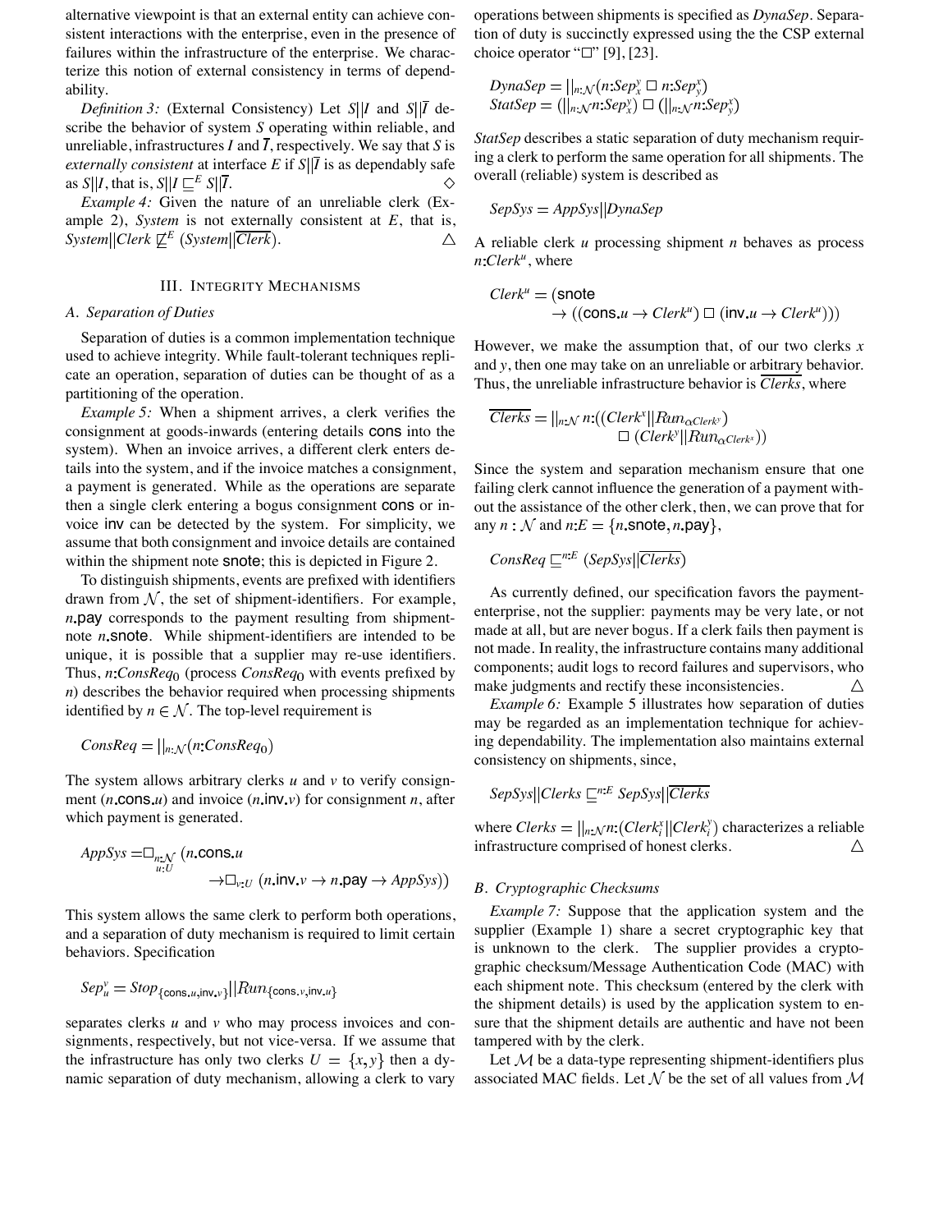alternative viewpoint is that an external entity can achieve consistent interactions with the enterprise, even in the presence of failures within the infrastructure of the enterprise. We characterize this notion of external consistency in terms of dependability.

*Definition 3:* (External Consistency) Let $S||I$ and $S||\overline{I}$ describe the behavior of system $S$ operating within reliable, and unreliable, infrastructures $I$ and $\overline{I}$, respectively. We say that $S$ is *externally consistent* at interface $E$ if $S||\overline{I}$ is as dependably safe as $S||I$, that is, $S||I \sqsubseteq^E S||\overline{I}$. ◇

*Example 4:* Given the nature of an unreliable clerk (Example 2), *System* is not externally consistent at $E$, that is, $System||Clerk \not\sqsubseteq^E (System||\overline{Clerk})$. △

## III. Integrity Mechanisms

### A. Separation of Duties

Separation of duties is a common implementation technique used to achieve integrity. While fault-tolerant techniques replicate an operation, separation of duties can be thought of as a partitioning of the operation.

*Example 5:* When a shipment arrives, a clerk verifies the consignment at goods-inwards (entering details cons into the system). When an invoice arrives, a different clerk enters details into the system, and if the invoice matches a consignment, a payment is generated. While as the operations are separate then a single clerk entering a bogus consignment cons or invoice inv can be detected by the system. For simplicity, we assume that both consignment and invoice details are contained within the shipment note snote; this is depicted in Figure 2.

To distinguish shipments, events are prefixed with identifiers drawn from $\mathcal{N}$, the set of shipment-identifiers. For example, $n.\mathsf{pay}$ corresponds to the payment resulting from shipment-note $n.\mathsf{snote}$. While shipment-identifiers are intended to be unique, it is possible that a supplier may re-use identifiers. Thus, $n{:}ConsReq_0$ (process $ConsReq_0$ with events prefixed by $n$) describes the behavior required when processing shipments identified by $n \in \mathcal{N}$. The top-level requirement is

$$ConsReq = ||_{n:\mathcal{N}}(n{:}ConsReq_0)$$

The system allows arbitrary clerks $u$ and $v$ to verify consignment ($n.\mathsf{cons}.u$) and invoice ($n.\mathsf{inv}.v$) for consignment $n$, after which payment is generated.

$$AppSys = \Box_{\substack{n:\mathcal{N}\\u:U}} (n.\mathsf{cons}.u \rightarrow \Box_{v:U}\ (n.\mathsf{inv}.v \rightarrow n.\mathsf{pay} \rightarrow AppSys))$$

This system allows the same clerk to perform both operations, and a separation of duty mechanism is required to limit certain behaviors. Specification

$$Sep_u^v = Stop_{\{\mathsf{cons}.u,\mathsf{inv}.v\}}||Run_{\{\mathsf{cons}.v,\mathsf{inv}.u\}}$$

separates clerks $u$ and $v$ who may process invoices and consignments, respectively, but not vice-versa. If we assume that the infrastructure has only two clerks $U = \{x, y\}$ then a dynamic separation of duty mechanism, allowing a clerk to vary operations between shipments is specified as *DynaSep*. Separation of duty is succinctly expressed using the the CSP external choice operator "$\Box$" [9], [23].

$$DynaSep = ||_{n:\mathcal{N}}(n{:}Sep_x^y \;\Box\; n{:}Sep_y^x)$$
$$StatSep = (||_{n:\mathcal{N}}n{:}Sep_x^y) \;\Box\; (||_{n:\mathcal{N}}n{:}Sep_y^x)$$

*StatSep* describes a static separation of duty mechanism requiring a clerk to perform the same operation for all shipments. The overall (reliable) system is described as

$$SepSys = AppSys||DynaSep$$

A reliable clerk $u$ processing shipment $n$ behaves as process $n{:}Clerk^u$, where

$$Clerk^u = (\mathsf{snote} \rightarrow ((\mathsf{cons}.u \rightarrow Clerk^u) \;\Box\; (\mathsf{inv}.u \rightarrow Clerk^u)))$$

However, we make the assumption that, of our two clerks $x$ and $y$, then one may take on an unreliable or arbitrary behavior. Thus, the unreliable infrastructure behavior is $\overline{Clerks}$, where

$$\overline{Clerks} = ||_{n:\mathcal{N}}\, n{:}((Clerk^x||Run_{\alpha Clerk^y}) \;\Box\; (Clerk^y||Run_{\alpha Clerk^x}))$$

Since the system and separation mechanism ensure that one failing clerk cannot influence the generation of a payment without the assistance of the other clerk, then, we can prove that for any $n:\mathcal{N}$ and $n{:}E = \{n.\mathsf{snote}, n.\mathsf{pay}\}$,

$$ConsReq \sqsubseteq^{n:E} (SepSys||\overline{Clerks})$$

As currently defined, our specification favors the payment-enterprise, not the supplier: payments may be very late, or not made at all, but are never bogus. If a clerk fails then payment is not made. In reality, the infrastructure contains many additional components; audit logs to record failures and supervisors, who make judgments and rectify these inconsistencies. △

*Example 6:* Example 5 illustrates how separation of duties may be regarded as an implementation technique for achieving dependability. The implementation also maintains external consistency on shipments, since,

$$SepSys||Clerks \sqsubseteq^{n:E} SepSys||\overline{Clerks}$$

where $Clerks = ||_{n:\mathcal{N}}n{:}(Clerk_i^x||Clerk_i^y)$ characterizes a reliable infrastructure comprised of honest clerks. △

### B. Cryptographic Checksums

*Example 7:* Suppose that the application system and the supplier (Example 1) share a secret cryptographic key that is unknown to the clerk. The supplier provides a cryptographic checksum/Message Authentication Code (MAC) with each shipment note. This checksum (entered by the clerk with the shipment details) is used by the application system to ensure that the shipment details are authentic and have not been tampered with by the clerk.

Let $\mathcal{M}$ be a data-type representing shipment-identifiers plus associated MAC fields. Let $\mathcal{N}$ be the set of all values from $\mathcal{M}$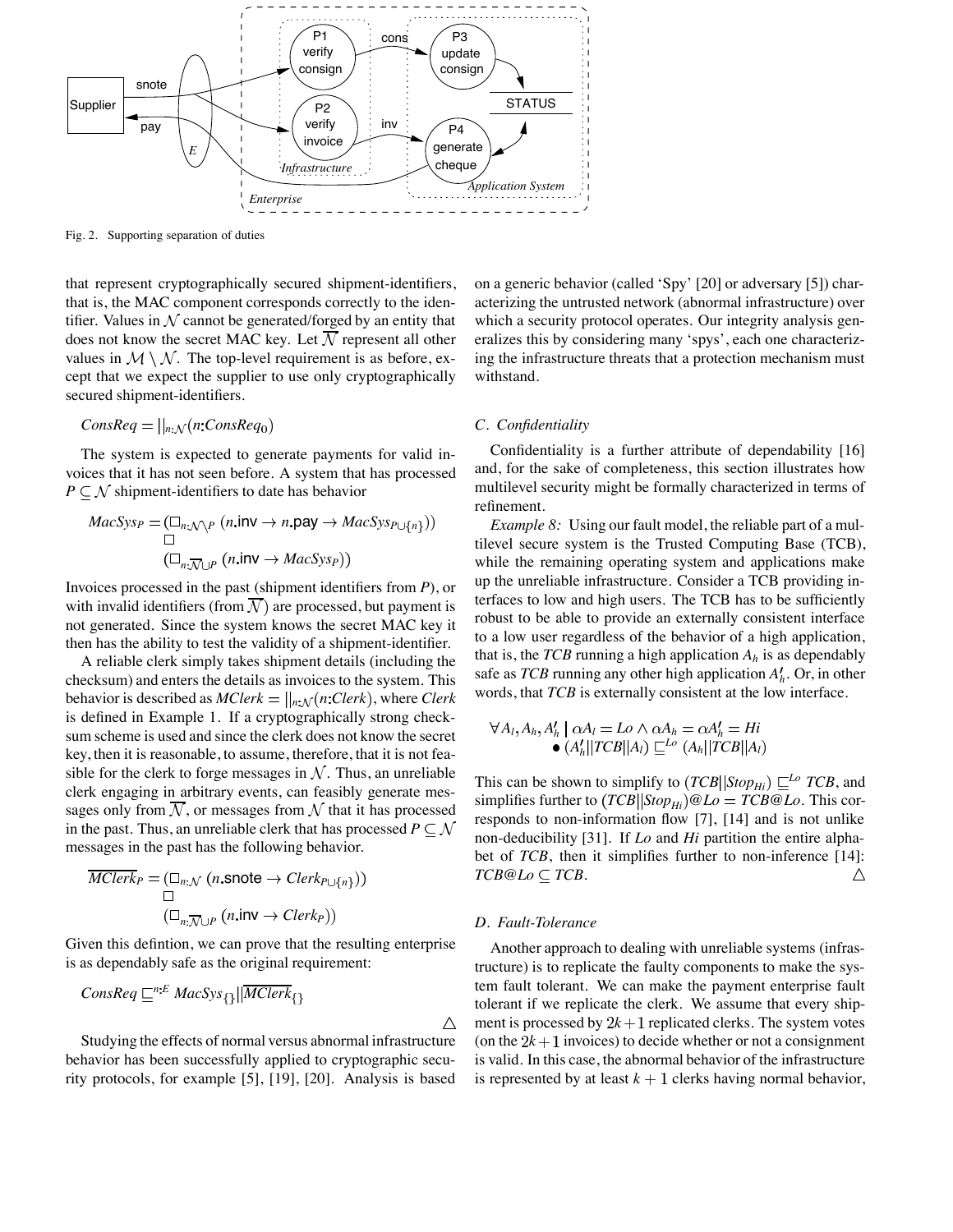Fig. 2. Supporting separation of duties

that represent cryptographically secured shipment-identifiers, that is, the MAC component corresponds correctly to the identifier. Values in $\mathcal{N}$ cannot be generated/forged by an entity that does not know the secret MAC key. Let $\overline{\mathcal{N}}$ represent all other values in $\mathcal{M} \setminus \mathcal{N}$. The top-level requirement is as before, except that we expect the supplier to use only cryptographically secured shipment-identifiers.

$$ConsReq = ||_{n:\mathcal{N}}(n:ConsReq_0)$$

The system is expected to generate payments for valid invoices that it has not seen before. A system that has processed $P \subseteq \mathcal{N}$ shipment-identifiers to date has behavior

$$\begin{aligned} MacSys_P = &(\Box_{n:\mathcal{N} \setminus P}\ (n.\mathsf{inv} \rightarrow n.\mathsf{pay} \rightarrow MacSys_{P \cup \{n\}})) \\ &\Box \\ &(\Box_{n:\overline{\mathcal{N}} \cup P}\ (n.\mathsf{inv} \rightarrow MacSys_P)) \end{aligned}$$

Invoices processed in the past (shipment identifiers from $P$), or with invalid identifiers (from $\overline{\mathcal{N}}$) are processed, but payment is not generated. Since the system knows the secret MAC key it then has the ability to test the validity of a shipment-identifier.

A reliable clerk simply takes shipment details (including the checksum) and enters the details as invoices to the system. This behavior is described as $MClerk = ||_{n:\mathcal{N}}(n:Clerk)$, where *Clerk* is defined in Example 1. If a cryptographically strong checksum scheme is used and since the clerk does not know the secret key, then it is reasonable, to assume, therefore, that it is not feasible for the clerk to forge messages in $\mathcal{N}$. Thus, an unreliable clerk engaging in arbitrary events, can feasibly generate messages only from $\overline{\mathcal{N}}$, or messages from $\mathcal{N}$ that it has processed in the past. Thus, an unreliable clerk that has processed $P \subseteq \mathcal{N}$ messages in the past has the following behavior.

$$\begin{aligned} \overline{MClerk}_P = &(\Box_{n:\mathcal{N}}\ (n.\mathsf{snote} \rightarrow Clerk_{P \cup \{n\}})) \\ &\Box \\ &(\Box_{n:\overline{\mathcal{N}} \cup P}\ (n.\mathsf{inv} \rightarrow Clerk_P)) \end{aligned}$$

Given this defintion, we can prove that the resulting enterprise is as dependably safe as the original requirement:

$$ConsReq \sqsubseteq^{n:E} MacSys_{\{\}} || \overline{MClerk}_{\{\}}$$

$\triangle$

Studying the effects of normal versus abnormal infrastructure behavior has been successfully applied to cryptographic security protocols, for example [5], [19], [20]. Analysis is based on a generic behavior (called 'Spy' [20] or adversary [5]) characterizing the untrusted network (abnormal infrastructure) over which a security protocol operates. Our integrity analysis generalizes this by considering many 'spys', each one characterizing the infrastructure threats that a protection mechanism must withstand.

### C. Confidentiality

Confidentiality is a further attribute of dependability [16] and, for the sake of completeness, this section illustrates how multilevel security might be formally characterized in terms of refinement.

*Example 8:* Using our fault model, the reliable part of a multilevel secure system is the Trusted Computing Base (TCB), while the remaining operating system and applications make up the unreliable infrastructure. Consider a TCB providing interfaces to low and high users. The TCB has to be sufficiently robust to be able to provide an externally consistent interface to a low user regardless of the behavior of a high application, that is, the *TCB* running a high application $A_h$ is as dependably safe as *TCB* running any other high application $A'_h$. Or, in other words, that *TCB* is externally consistent at the low interface.

$$\begin{aligned} \forall A_l, A_h, A'_h \mid \alpha A_l = Lo \wedge \alpha A_h = \alpha A'_h = Hi \\ \bullet\ (A'_h || TCB || A_l) \sqsubseteq^{Lo} (A_h || TCB || A_l) \end{aligned}$$

This can be shown to simplify to $(TCB||Stop_{Hi}) \sqsubseteq^{Lo} TCB$, and simplifies further to $(TCB||Stop_{Hi})@Lo = TCB@Lo$. This corresponds to non-information flow [7], [14] and is not unlike non-deducibility [31]. If *Lo* and *Hi* partition the entire alphabet of *TCB*, then it simplifies further to non-inference [14]: $TCB@Lo \subseteq TCB$. $\triangle$

### D. Fault-Tolerance

Another approach to dealing with unreliable systems (infrastructure) is to replicate the faulty components to make the system fault tolerant. We can make the payment enterprise fault tolerant if we replicate the clerk. We assume that every shipment is processed by $2k+1$ replicated clerks. The system votes (on the $2k+1$ invoices) to decide whether or not a consignment is valid. In this case, the abnormal behavior of the infrastructure is represented by at least $k+1$ clerks having normal behavior,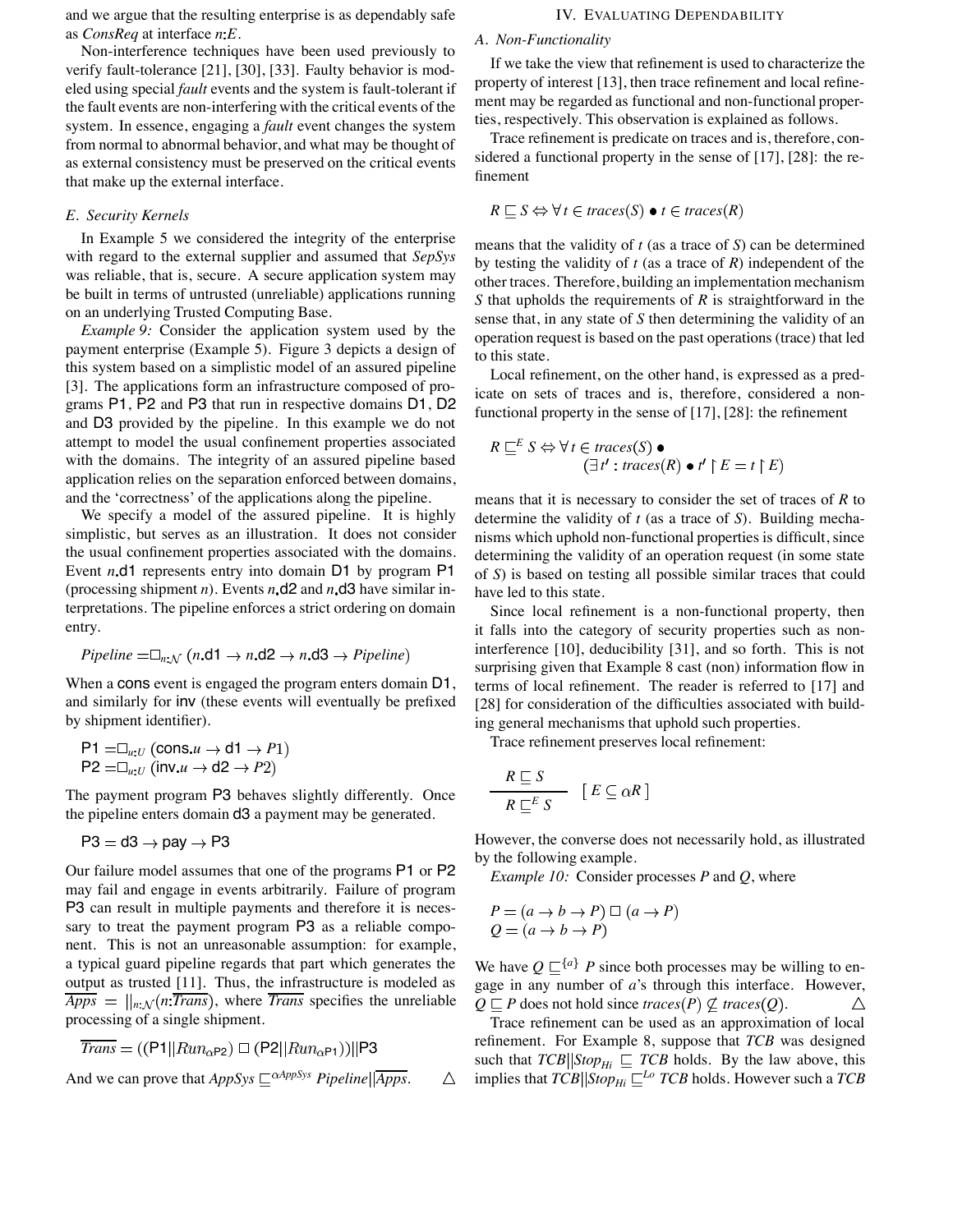and we argue that the resulting enterprise is as dependably safe as *ConsReq* at interface $n{:}E$.

Non-interference techniques have been used previously to verify fault-tolerance [21], [30], [33]. Faulty behavior is modeled using special *fault* events and the system is fault-tolerant if the fault events are non-interfering with the critical events of the system. In essence, engaging a *fault* event changes the system from normal to abnormal behavior, and what may be thought of as external consistency must be preserved on the critical events that make up the external interface.

### E. Security Kernels

In Example 5 we considered the integrity of the enterprise with regard to the external supplier and assumed that *SepSys* was reliable, that is, secure. A secure application system may be built in terms of untrusted (unreliable) applications running on an underlying Trusted Computing Base.

*Example 9:* Consider the application system used by the payment enterprise (Example 5). Figure 3 depicts a design of this system based on a simplistic model of an assured pipeline [3]. The applications form an infrastructure composed of programs P1, P2 and P3 that run in respective domains D1, D2 and D3 provided by the pipeline. In this example we do not attempt to model the usual confinement properties associated with the domains. The integrity of an assured pipeline based application relies on the separation enforced between domains, and the 'correctness' of the applications along the pipeline.

We specify a model of the assured pipeline. It is highly simplistic, but serves as an illustration. It does not consider the usual confinement properties associated with the domains. Event $n.\mathsf{d1}$ represents entry into domain D1 by program P1 (processing shipment $n$). Events $n.\mathsf{d2}$ and $n.\mathsf{d3}$ have similar interpretations. The pipeline enforces a strict ordering on domain entry.

$$Pipeline = \Box_{n:\mathcal{N}}\,(n.\mathsf{d1} \rightarrow n.\mathsf{d2} \rightarrow n.\mathsf{d3} \rightarrow Pipeline)$$

When a cons event is engaged the program enters domain D1, and similarly for inv (these events will eventually be prefixed by shipment identifier).

$$\mathsf{P1} = \Box_{u:U}\,(\mathsf{cons}.u \rightarrow \mathsf{d1} \rightarrow P1)$$
$$\mathsf{P2} = \Box_{u:U}\,(\mathsf{inv}.u \rightarrow \mathsf{d2} \rightarrow P2)$$

The payment program P3 behaves slightly differently. Once the pipeline enters domain d3 a payment may be generated.

$$\mathsf{P3} = \mathsf{d3} \rightarrow \mathsf{pay} \rightarrow \mathsf{P3}$$

Our failure model assumes that one of the programs P1 or P2 may fail and engage in events arbitrarily. Failure of program P3 can result in multiple payments and therefore it is necessary to treat the payment program P3 as a reliable component. This is not an unreasonable assumption: for example, a typical guard pipeline regards that part which generates the output as trusted [11]. Thus, the infrastructure is modeled as $\overline{Apps} = ||_{n:\mathcal{N}}(n{:}\overline{Trans})$, where $\overline{Trans}$ specifies the unreliable processing of a single shipment.

$$\overline{Trans} = ((\mathsf{P1}||Run_{\alpha\mathsf{P2}}) \,\Box\, (\mathsf{P2}||Run_{\alpha\mathsf{P1}}))||\mathsf{P3}$$

And we can prove that $AppSys \sqsubseteq^{\alpha AppSys} Pipeline||\overline{Apps}$. △

## IV. Evaluating Dependability

### A. Non-Functionality

If we take the view that refinement is used to characterize the property of interest [13], then trace refinement and local refinement may be regarded as functional and non-functional properties, respectively. This observation is explained as follows.

Trace refinement is predicate on traces and is, therefore, considered a functional property in the sense of [17], [28]: the refinement

$$R \sqsubseteq S \Leftrightarrow \forall t \in traces(S) \bullet t \in traces(R)$$

means that the validity of $t$ (as a trace of $S$) can be determined by testing the validity of $t$ (as a trace of $R$) independent of the other traces. Therefore, building an implementation mechanism $S$ that upholds the requirements of $R$ is straightforward in the sense that, in any state of $S$ then determining the validity of an operation request is based on the past operations (trace) that led to this state.

Local refinement, on the other hand, is expressed as a predicate on sets of traces and is, therefore, considered a non-functional property in the sense of [17], [28]: the refinement

$$R \sqsubseteq^E S \Leftrightarrow \forall t \in traces(S) \bullet (\exists t' : traces(R) \bullet t' \upharpoonright E = t \upharpoonright E)$$

means that it is necessary to consider the set of traces of $R$ to determine the validity of $t$ (as a trace of $S$). Building mechanisms which uphold non-functional properties is difficult, since determining the validity of an operation request (in some state of $S$) is based on testing all possible similar traces that could have led to this state.

Since local refinement is a non-functional property, then it falls into the category of security properties such as non-interference [10], deducibility [31], and so forth. This is not surprising given that Example 8 cast (non) information flow in terms of local refinement. The reader is referred to [17] and [28] for consideration of the difficulties associated with building general mechanisms that uphold such properties.

Trace refinement preserves local refinement:

$$\frac{R \sqsubseteq S}{R \sqsubseteq^E S}\quad [\,E \subseteq \alpha R\,]$$

However, the converse does not necessarily hold, as illustrated by the following example.

*Example 10:* Consider processes $P$ and $Q$, where

$$P = (a \rightarrow b \rightarrow P) \,\Box\, (a \rightarrow P)$$
$$Q = (a \rightarrow b \rightarrow P)$$

We have $Q \sqsubseteq^{\{a\}} P$ since both processes may be willing to engage in any number of $a$'s through this interface. However, $Q \sqsubseteq P$ does not hold since $traces(P) \not\subseteq traces(Q)$. △

Trace refinement can be used as an approximation of local refinement. For Example 8, suppose that *TCB* was designed such that $TCB||Stop_{Hi} \sqsubseteq TCB$ holds. By the law above, this implies that $TCB||Stop_{Hi} \sqsubseteq^{Lo} TCB$ holds. However such a *TCB*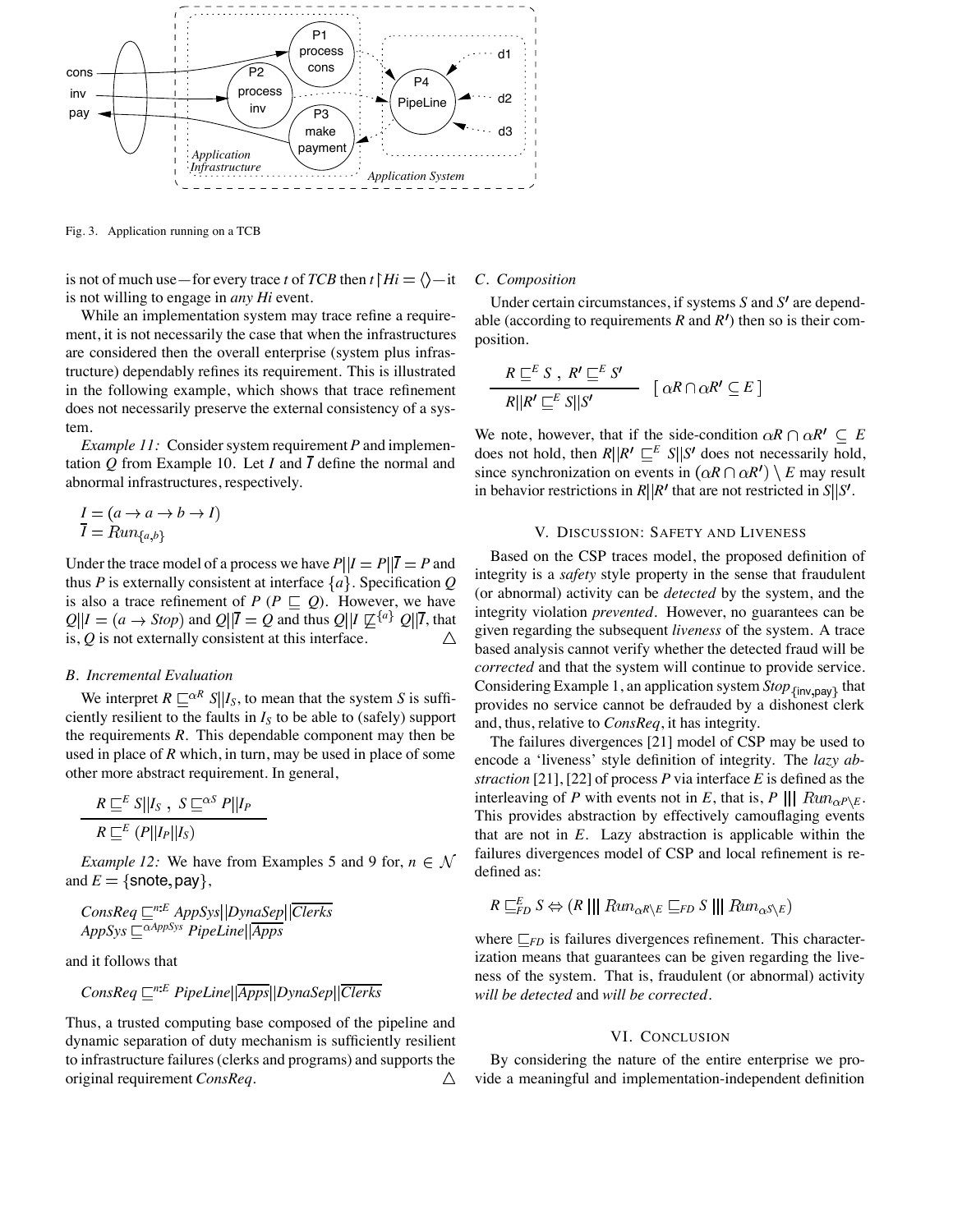Fig. 3. Application running on a TCB

is not of much use—for every trace $t$ of *TCB* then $t \upharpoonright Hi = \langle\rangle$—it is not willing to engage in *any Hi* event.

While an implementation system may trace refine a requirement, it is not necessarily the case that when the infrastructures are considered then the overall enterprise (system plus infrastructure) dependably refines its requirement. This is illustrated in the following example, which shows that trace refinement does not necessarily preserve the external consistency of a system.

*Example 11:* Consider system requirement $P$ and implementation $Q$ from Example 10. Let $I$ and $\overline{I}$ define the normal and abnormal infrastructures, respectively.

$$I = (a \to a \to b \to I)$$
$$\overline{I} = Run_{\{a,b\}}$$

Under the trace model of a process we have $P||I = P||\overline{I} = P$ and thus $P$ is externally consistent at interface $\{a\}$. Specification $Q$ is also a trace refinement of $P$ ($P \sqsubseteq Q$). However, we have $Q||I = (a \to Stop)$ and $Q||\overline{I} = Q$ and thus $Q||I \not\sqsubseteq^{\{a\}} Q||\overline{I}$, that is, $Q$ is not externally consistent at this interface. △

### B. Incremental Evaluation

We interpret $R \sqsubseteq^{\alpha R} S||I_S$, to mean that the system $S$ is sufficiently resilient to the faults in $I_S$ to be able to (safely) support the requirements $R$. This dependable component may then be used in place of $R$ which, in turn, may be used in place of some other more abstract requirement. In general,

$$\frac{R \sqsubseteq^{E} S||I_S \ , \ S \sqsubseteq^{\alpha S} P||I_P}{R \sqsubseteq^{E} (P||I_P||I_S)}$$

*Example 12:* We have from Examples 5 and 9 for, $n \in \mathcal{N}$ and $E = \{\mathsf{snote}, \mathsf{pay}\}$,

$$ConsReq \sqsubseteq^{n:E} AppSys||DynaSep||\overline{Clerks}$$
$$AppSys \sqsubseteq^{\alpha AppSys} PipeLine||\overline{Apps}$$

and it follows that

$$ConsReq \sqsubseteq^{n:E} PipeLine||\overline{Apps}||DynaSep||\overline{Clerks}$$

Thus, a trusted computing base composed of the pipeline and dynamic separation of duty mechanism is sufficiently resilient to infrastructure failures (clerks and programs) and supports the original requirement *ConsReq*. △

### C. Composition

Under certain circumstances, if systems $S$ and $S'$ are dependable (according to requirements $R$ and $R'$) then so is their composition.

$$\frac{R \sqsubseteq^{E} S \ , \ R' \sqsubseteq^{E} S'}{R||R' \sqsubseteq^{E} S||S'} \quad [\, \alpha R \cap \alpha R' \subseteq E \,]$$

We note, however, that if the side-condition $\alpha R \cap \alpha R' \subseteq E$ does not hold, then $R||R' \sqsubseteq^{E} S||S'$ does not necessarily hold, since synchronization on events in $(\alpha R \cap \alpha R') \setminus E$ may result in behavior restrictions in $R||R'$ that are not restricted in $S||S'$.

## V. Discussion: Safety and Liveness

Based on the CSP traces model, the proposed definition of integrity is a *safety* style property in the sense that fraudulent (or abnormal) activity can be *detected* by the system, and the integrity violation *prevented*. However, no guarantees can be given regarding the subsequent *liveness* of the system. A trace based analysis cannot verify whether the detected fraud will be *corrected* and that the system will continue to provide service. Considering Example 1, an application system $Stop_{\{\mathsf{inv},\mathsf{pay}\}}$ that provides no service cannot be defrauded by a dishonest clerk and, thus, relative to *ConsReq*, it has integrity.

The failures divergences [21] model of CSP may be used to encode a 'liveness' style definition of integrity. The *lazy abstraction* [21], [22] of process $P$ via interface $E$ is defined as the interleaving of $P$ with events not in $E$, that is, $P \mathrel{|||} Run_{\alpha P \setminus E}$. This provides abstraction by effectively camouflaging events that are not in $E$. Lazy abstraction is applicable within the failures divergences model of CSP and local refinement is redefined as:

$$R \sqsubseteq^{E}_{FD} S \Leftrightarrow (R \mathrel{|||} Run_{\alpha R \setminus E} \sqsubseteq_{FD} S \mathrel{|||} Run_{\alpha S \setminus E})$$

where $\sqsubseteq_{FD}$ is failures divergences refinement. This characterization means that guarantees can be given regarding the liveness of the system. That is, fraudulent (or abnormal) activity *will be detected* and *will be corrected*.

## VI. Conclusion

By considering the nature of the entire enterprise we provide a meaningful and implementation-independent definition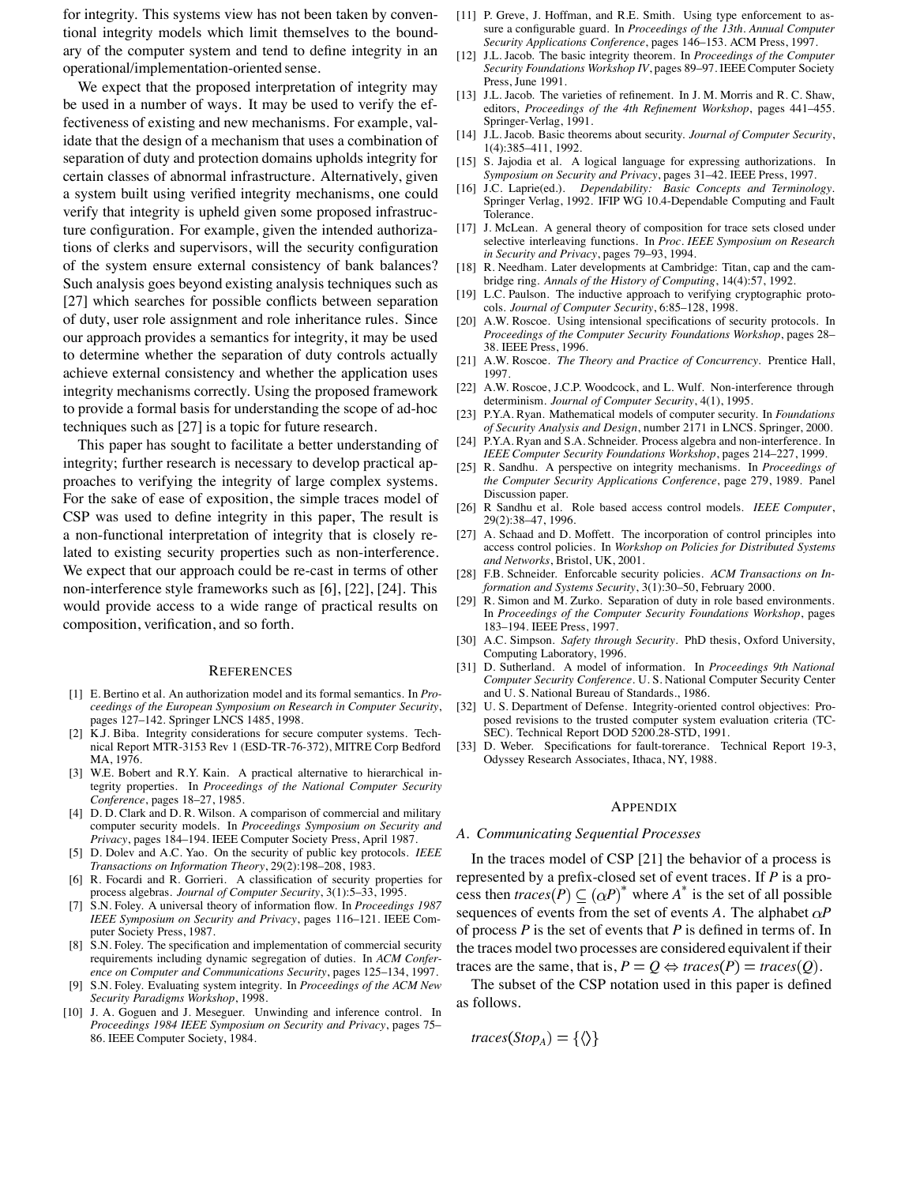for integrity. This systems view has not been taken by conventional integrity models which limit themselves to the boundary of the computer system and tend to define integrity in an operational/implementation-oriented sense.

We expect that the proposed interpretation of integrity may be used in a number of ways. It may be used to verify the effectiveness of existing and new mechanisms. For example, validate that the design of a mechanism that uses a combination of separation of duty and protection domains upholds integrity for certain classes of abnormal infrastructure. Alternatively, given a system built using verified integrity mechanisms, one could verify that integrity is upheld given some proposed infrastructure configuration. For example, given the intended authorizations of clerks and supervisors, will the security configuration of the system ensure external consistency of bank balances? Such analysis goes beyond existing analysis techniques such as [27] which searches for possible conflicts between separation of duty, user role assignment and role inheritance rules. Since our approach provides a semantics for integrity, it may be used to determine whether the separation of duty controls actually achieve external consistency and whether the application uses integrity mechanisms correctly. Using the proposed framework to provide a formal basis for understanding the scope of ad-hoc techniques such as [27] is a topic for future research.

This paper has sought to facilitate a better understanding of integrity; further research is necessary to develop practical approaches to verifying the integrity of large complex systems. For the sake of ease of exposition, the simple traces model of CSP was used to define integrity in this paper, The result is a non-functional interpretation of integrity that is closely related to existing security properties such as non-interference. We expect that our approach could be re-cast in terms of other non-interference style frameworks such as [6], [22], [24]. This would provide access to a wide range of practical results on composition, verification, and so forth.

## References

[1] E. Bertino et al. An authorization model and its formal semantics. In *Proceedings of the European Symposium on Research in Computer Security*, pages 127–142. Springer LNCS 1485, 1998.

[2] K.J. Biba. Integrity considerations for secure computer systems. Technical Report MTR-3153 Rev 1 (ESD-TR-76-372), MITRE Corp Bedford MA, 1976.

[3] W.E. Bobert and R.Y. Kain. A practical alternative to hierarchical integrity properties. In *Proceedings of the National Computer Security Conference*, pages 18–27, 1985.

[4] D. D. Clark and D. R. Wilson. A comparison of commercial and military computer security models. In *Proceedings Symposium on Security and Privacy*, pages 184–194. IEEE Computer Society Press, April 1987.

[5] D. Dolev and A.C. Yao. On the security of public key protocols. *IEEE Transactions on Information Theory*, 29(2):198–208, 1983.

[6] R. Focardi and R. Gorrieri. A classification of security properties for process algebras. *Journal of Computer Security*, 3(1):5–33, 1995.

[7] S.N. Foley. A universal theory of information flow. In *Proceedings 1987 IEEE Symposium on Security and Privacy*, pages 116–121. IEEE Computer Society Press, 1987.

[8] S.N. Foley. The specification and implementation of commercial security requirements including dynamic segregation of duties. In *ACM Conference on Computer and Communications Security*, pages 125–134, 1997.

[9] S.N. Foley. Evaluating system integrity. In *Proceedings of the ACM New Security Paradigms Workshop*, 1998.

[10] J. A. Goguen and J. Meseguer. Unwinding and inference control. In *Proceedings 1984 IEEE Symposium on Security and Privacy*, pages 75–86. IEEE Computer Society, 1984.

[11] P. Greve, J. Hoffman, and R.E. Smith. Using type enforcement to assure a configurable guard. In *Proceedings of the 13th. Annual Computer Security Applications Conference*, pages 146–153. ACM Press, 1997.

[12] J.L. Jacob. The basic integrity theorem. In *Proceedings of the Computer Security Foundations Workshop IV*, pages 89–97. IEEE Computer Society Press, June 1991.

[13] J.L. Jacob. The varieties of refinement. In J. M. Morris and R. C. Shaw, editors, *Proceedings of the 4th Refinement Workshop*, pages 441–455. Springer-Verlag, 1991.

[14] J.L. Jacob. Basic theorems about security. *Journal of Computer Security*, 1(4):385–411, 1992.

[15] S. Jajodia et al. A logical language for expressing authorizations. In *Symposium on Security and Privacy*, pages 31–42. IEEE Press, 1997.

[16] J.C. Laprie(ed.). *Dependability: Basic Concepts and Terminology*. Springer Verlag, 1992. IFIP WG 10.4-Dependable Computing and Fault Tolerance.

[17] J. McLean. A general theory of composition for trace sets closed under selective interleaving functions. In *Proc. IEEE Symposium on Research in Security and Privacy*, pages 79–93, 1994.

[18] R. Needham. Later developments at Cambridge: Titan, cap and the cambridge ring. *Annals of the History of Computing*, 14(4):57, 1992.

[19] L.C. Paulson. The inductive approach to verifying cryptographic protocols. *Journal of Computer Security*, 6:85–128, 1998.

[20] A.W. Roscoe. Using intensional specifications of security protocols. In *Proceedings of the Computer Security Foundations Workshop*, pages 28–38. IEEE Press, 1996.

[21] A.W. Roscoe. *The Theory and Practice of Concurrency*. Prentice Hall, 1997.

[22] A.W. Roscoe, J.C.P. Woodcock, and L. Wulf. Non-interference through determinism. *Journal of Computer Security*, 4(1), 1995.

[23] P.Y.A. Ryan. Mathematical models of computer security. In *Foundations of Security Analysis and Design*, number 2171 in LNCS. Springer, 2000.

[24] P.Y.A. Ryan and S.A. Schneider. Process algebra and non-interference. In *IEEE Computer Security Foundations Workshop*, pages 214–227, 1999.

[25] R. Sandhu. A perspective on integrity mechanisms. In *Proceedings of the Computer Security Applications Conference*, page 279, 1989. Panel Discussion paper.

[26] R Sandhu et al. Role based access control models. *IEEE Computer*, 29(2):38–47, 1996.

[27] A. Schaad and D. Moffett. The incorporation of control principles into access control policies. In *Workshop on Policies for Distributed Systems and Networks*, Bristol, UK, 2001.

[28] F.B. Schneider. Enforcable security policies. *ACM Transactions on Information and Systems Security*, 3(1):30–50, February 2000.

[29] R. Simon and M. Zurko. Separation of duty in role based environments. In *Proceedings of the Computer Security Foundations Workshop*, pages 183–194. IEEE Press, 1997.

[30] A.C. Simpson. *Safety through Security*. PhD thesis, Oxford University, Computing Laboratory, 1996.

[31] D. Sutherland. A model of information. In *Proceedings 9th National Computer Security Conference*. U. S. National Computer Security Center and U. S. National Bureau of Standards., 1986.

[32] U. S. Department of Defense. Integrity-oriented control objectives: Proposed revisions to the trusted computer system evaluation criteria (TCSEC). Technical Report DOD 5200.28-STD, 1991.

[33] D. Weber. Specifications for fault-torerance. Technical Report 19-3, Odyssey Research Associates, Ithaca, NY, 1988.

## Appendix

### A. Communicating Sequential Processes

In the traces model of CSP [21] the behavior of a process is represented by a prefix-closed set of event traces. If $P$ is a process then $traces(P) \subseteq (\alpha P)^*$ where $A^*$ is the set of all possible sequences of events from the set of events $A$. The alphabet $\alpha P$ of process $P$ is the set of events that $P$ is defined in terms of. In the traces model two processes are considered equivalent if their traces are the same, that is, $P = Q \Leftrightarrow traces(P) = traces(Q)$.

The subset of the CSP notation used in this paper is defined as follows.

$$traces(Stop_A) = \{\langle\rangle\}$$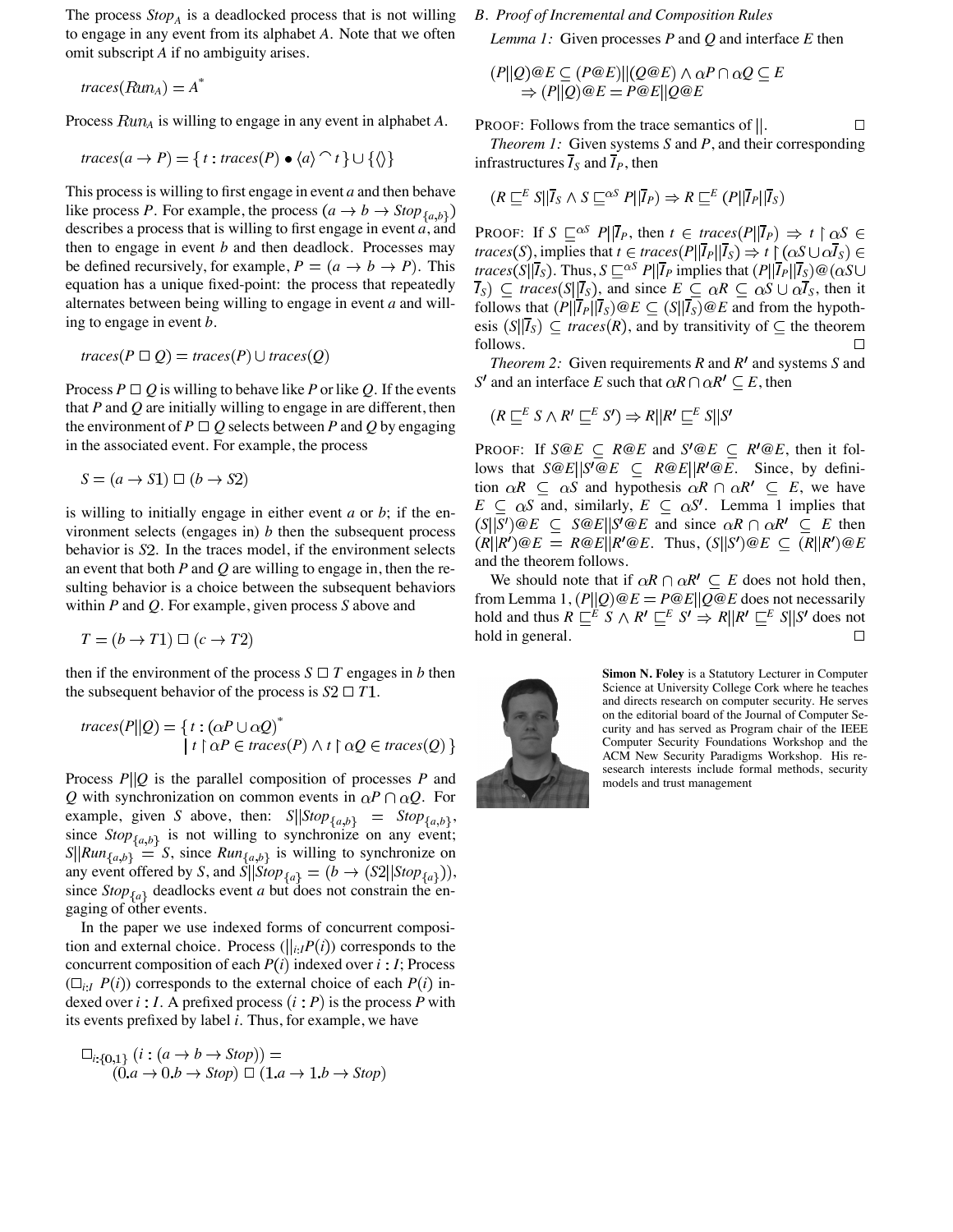The process $Stop_A$ is a deadlocked process that is not willing to engage in any event from its alphabet $A$. Note that we often omit subscript $A$ if no ambiguity arises.

$$traces(Run_A) = A^*$$

Process $Run_A$ is willing to engage in any event in alphabet $A$.

$$traces(a \rightarrow P) = \{\, t : traces(P) \bullet \langle a \rangle \frown t \,\} \cup \{\langle\rangle\}$$

This process is willing to first engage in event $a$ and then behave like process $P$. For example, the process $(a \rightarrow b \rightarrow Stop_{\{a,b\}})$ describes a process that is willing to first engage in event $a$, and then to engage in event $b$ and then deadlock. Processes may be defined recursively, for example, $P = (a \rightarrow b \rightarrow P)$. This equation has a unique fixed-point: the process that repeatedly alternates between being willing to engage in event $a$ and willing to engage in event $b$.

$$traces(P \,\Box\, Q) = traces(P) \cup traces(Q)$$

Process $P \,\Box\, Q$ is willing to behave like $P$ or like $Q$. If the events that $P$ and $Q$ are initially willing to engage in are different, then the environment of $P \,\Box\, Q$ selects between $P$ and $Q$ by engaging in the associated event. For example, the process

$$S = (a \rightarrow S1) \,\Box\, (b \rightarrow S2)$$

is willing to initially engage in either event $a$ or $b$; if the environment selects (engages in) $b$ then the subsequent process behavior is $S2$. In the traces model, if the environment selects an event that both $P$ and $Q$ are willing to engage in, then the resulting behavior is a choice between the subsequent behaviors within $P$ and $Q$. For example, given process $S$ above and

$$T = (b \rightarrow T1) \,\Box\, (c \rightarrow T2)$$

then if the environment of the process $S \,\Box\, T$ engages in $b$ then the subsequent behavior of the process is $S2 \,\Box\, T1$.

$$traces(P||Q) = \{\, t : (\alpha P \cup \alpha Q)^* \mid t \upharpoonright \alpha P \in traces(P) \wedge t \upharpoonright \alpha Q \in traces(Q) \,\}$$

Process $P||Q$ is the parallel composition of processes $P$ and $Q$ with synchronization on common events in $\alpha P \cap \alpha Q$. For example, given $S$ above, then: $S||Stop_{\{a,b\}} = Stop_{\{a,b\}}$, since $Stop_{\{a,b\}}$ is not willing to synchronize on any event; $S||Run_{\{a,b\}} = S$, since $Run_{\{a,b\}}$ is willing to synchronize on any event offered by $S$, and $S||Stop_{\{a\}} = (b \rightarrow (S2||Stop_{\{a\}}))$, since $Stop_{\{a\}}$ deadlocks event $a$ but does not constrain the engaging of other events.

In the paper we use indexed forms of concurrent composition and external choice. Process $(||_{i:I} P(i))$ corresponds to the concurrent composition of each $P(i)$ indexed over $i : I$; Process $(\Box_{i:I}\; P(i))$ corresponds to the external choice of each $P(i)$ indexed over $i : I$. A prefixed process $(i : P)$ is the process $P$ with its events prefixed by label $i$. Thus, for example, we have

$$\Box_{i:\{0,1\}}\; (i : (a \rightarrow b \rightarrow Stop)) = (0.a \rightarrow 0.b \rightarrow Stop) \,\Box\, (1.a \rightarrow 1.b \rightarrow Stop)$$

### B. Proof of Incremental and Composition Rules

*Lemma 1:* Given processes $P$ and $Q$ and interface $E$ then

$$(P||Q)@E \subseteq (P@E)||(Q@E) \wedge \alpha P \cap \alpha Q \subseteq E \Rightarrow (P||Q)@E = P@E||Q@E$$

PROOF: Follows from the trace semantics of $||$. □

*Theorem 1:* Given systems $S$ and $P$, and their corresponding infrastructures $\overline{I}_S$ and $\overline{I}_P$, then

$$(R \sqsubseteq^E S||\overline{I}_S \wedge S \sqsubseteq^{\alpha S} P||\overline{I}_P) \Rightarrow R \sqsubseteq^E (P||\overline{I}_P||\overline{I}_S)$$

PROOF: If $S \sqsubseteq^{\alpha S} P||\overline{I}_P$, then $t \in traces(P||\overline{I}_P) \Rightarrow t \upharpoonright \alpha S \in traces(S)$, implies that $t \in traces(P||\overline{I}_P||\overline{I}_S) \Rightarrow t \upharpoonright (\alpha S \cup \alpha \overline{I}_S) \in traces(S||\overline{I}_S)$. Thus, $S \sqsubseteq^{\alpha S} P||\overline{I}_P$ implies that $(P||\overline{I}_P||\overline{I}_S)@(\alpha S \cup \overline{I}_S) \subseteq traces(S||\overline{I}_S)$, and since $E \subseteq \alpha R \subseteq \alpha S \cup \alpha \overline{I}_S$, then it follows that $(P||\overline{I}_P||\overline{I}_S)@E \subseteq (S||\overline{I}_S)@E$ and from the hypothesis $(S||\overline{I}_S) \subseteq traces(R)$, and by transitivity of $\subseteq$ the theorem follows. □

*Theorem 2:* Given requirements $R$ and $R'$ and systems $S$ and $S'$ and an interface $E$ such that $\alpha R \cap \alpha R' \subseteq E$, then

$$(R \sqsubseteq^E S \wedge R' \sqsubseteq^E S') \Rightarrow R||R' \sqsubseteq^E S||S'$$

PROOF: If $S@E \subseteq R@E$ and $S'@E \subseteq R'@E$, then it follows that $S@E||S'@E \subseteq R@E||R'@E$. Since, by definition $\alpha R \subseteq \alpha S$ and hypothesis $\alpha R \cap \alpha R' \subseteq E$, we have $E \subseteq \alpha S$ and, similarly, $E \subseteq \alpha S'$. Lemma 1 implies that $(S||S')@E \subseteq S@E||S'@E$ and since $\alpha R \cap \alpha R' \subseteq E$ then $(R||R')@E = R@E||R'@E$. Thus, $(S||S')@E \subseteq (R||R')@E$ and the theorem follows.

We should note that if $\alpha R \cap \alpha R' \subseteq E$ does not hold then, from Lemma 1, $(P||Q)@E = P@E||Q@E$ does not necessarily hold and thus $R \sqsubseteq^E S \wedge R' \sqsubseteq^E S' \Rightarrow R||R' \sqsubseteq^E S||S'$ does not hold in general. □

**Simon N. Foley** is a Statutory Lecturer in Computer Science at University College Cork where he teaches and directs research on computer security. He serves on the editorial board of the Journal of Computer Security and has served as Program chair of the IEEE Computer Security Foundations Workshop and the ACM New Security Paradigms Workshop. His resesearch interests include formal methods, security models and trust management